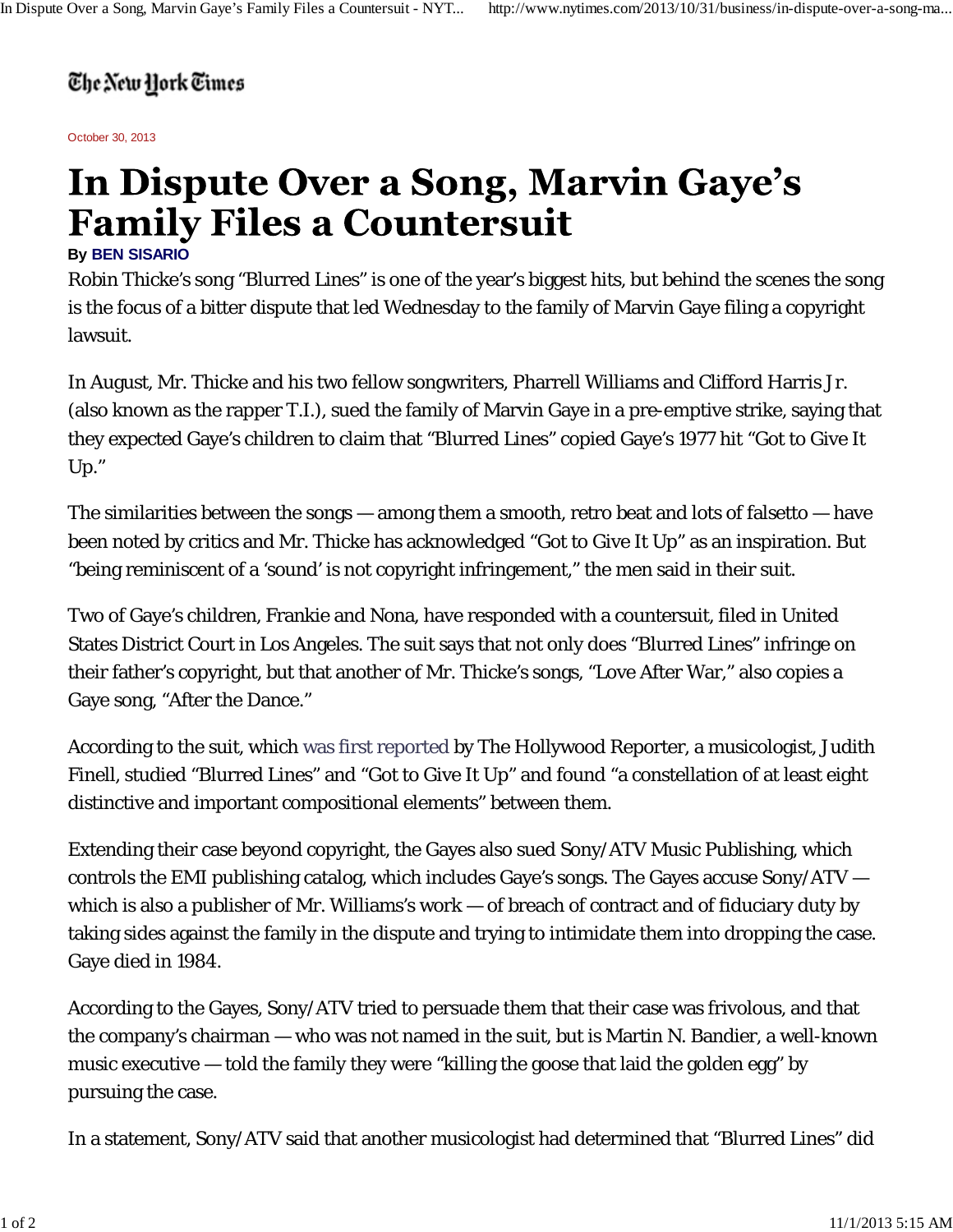The New York Times

October 30, 2013

# In Dispute Over a Song, Marvin Gaye's Family Files a Countersuit

By BEN SISARIO

Robin Thicke's song "Blurred Lines" is one of the year's biggest hits, but behind the scenes the song is the focus of a bitter dispute that led Wednesday to the family of Marvin Gaye filing a copyright lawsuit.

In August, Mr. Thicke and his two fellow songwriters, Pharrell Williams and Clifford Harris Jr. (also known as the rapper T.I.), sued the family of Marvin Gaye in a pre-emptive strike, saying that they expected Gaye's children to claim that "Blurred Lines" copied Gaye's 1977 hit "Got to Give It Up."

The similarities between the songs — among them a smooth, retro beat and lots of falsetto — have been noted by critics and Mr. Thicke has acknowledged "Got to Give It Up" as an inspiration. But "being reminiscent of a 'sound' is not copyright infringement," the men said in their suit.

Two of Gaye's children, Frankie and Nona, have responded with a countersuit, filed in United States District Court in Los Angeles. The suit says that not only does "Blurred Lines" infringe on their father's copyright, but that another of Mr. Thicke's songs, "Love After War," also copies a Gaye song, "After the Dance."

According to the suit, which was first reported by The Hollywood Reporter, a musicologist, Judith Finell, studied "Blurred Lines" and "Got to Give It Up" and found "a constellation of at least eight distinctive and important compositional elements" between them.

Extending their case beyond copyright, the Gayes also sued Sony/ATV Music Publishing, which controls the EMI publishing catalog, which includes Gaye's songs. The Gayes accuse Sony/ATV — which is also a publisher of Mr. Williams's work — of breach of contract and of fiduciary duty by taking sides against the family in the dispute and trying to intimidate them into dropping the case. Gaye died in 1984.

According to the Gayes, Sony/ATV tried to persuade them that their case was frivolous, and that the company's chairman — who was not named in the suit, but is Martin N. Bandier, a well-known music executive — told the family they were "killing the goose that laid the golden egg" by pursuing the case.

In a statement, Sony/ATV said that another musicologist had determined that "Blurred Lines" did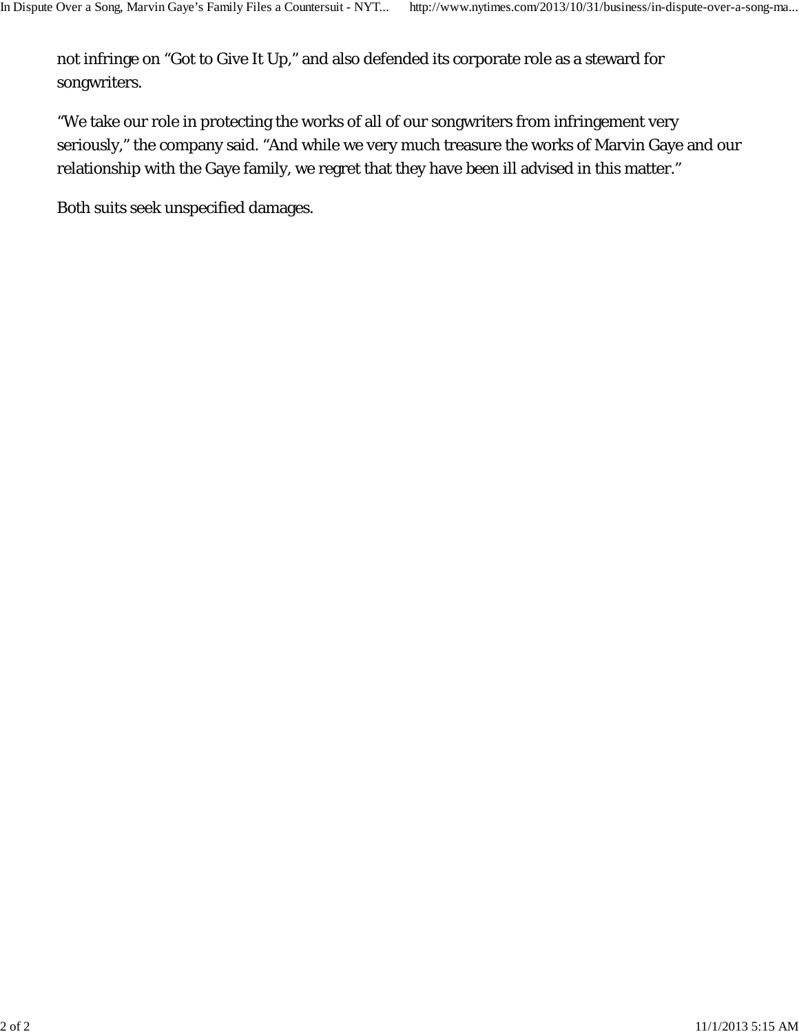not infringe on “Got to Give It Up,” and also defended its corporate role as a steward for songwriters.

“We take our role in protecting the works of all of our songwriters from infringement very seriously,” the company said. “And while we very much treasure the works of Marvin Gaye and our relationship with the Gaye family, we regret that they have been ill advised in this matter.”

Both suits seek unspecified damages.